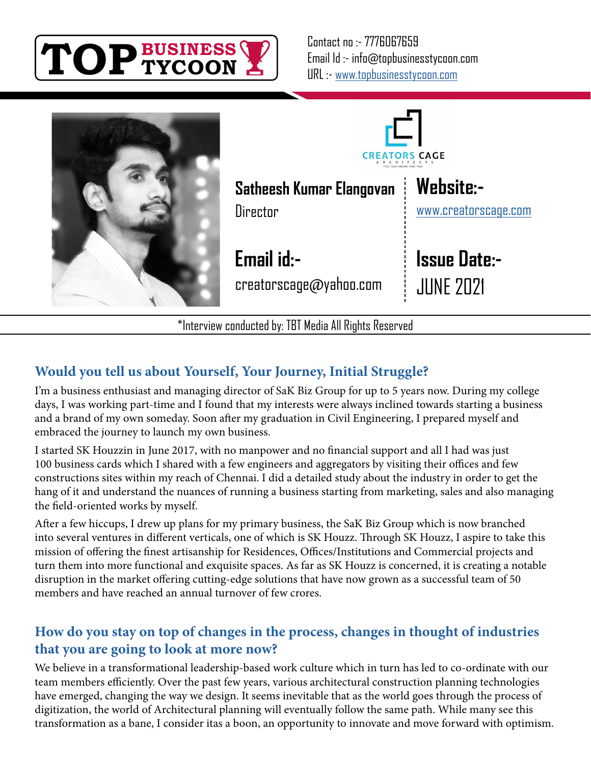TOP BUSINESS TYCOON

Contact no :- 7776067659
Email Id :- info@topbusinesstycoon.com
URL :- www.topbusinesstycoon.com

CREATORS CAGE ARCHITECTS
FEEL YOUR DREAMS COME TRUE

**Satheesh Kumar Elangovan**
Director

**Website:-**
www.creatorscage.com

**Email id:-**
creatorscage@yahoo.com

**Issue Date:-**
JUNE 2021

*Interview conducted by: TBT Media All Rights Reserved

## Would you tell us about Yourself, Your Journey, Initial Struggle?

I'm a business enthusiast and managing director of SaK Biz Group for up to 5 years now. During my college days, I was working part-time and I found that my interests were always inclined towards starting a business and a brand of my own someday. Soon after my graduation in Civil Engineering, I prepared myself and embraced the journey to launch my own business.

I started SK Houzzin in June 2017, with no manpower and no financial support and all I had was just 100 business cards which I shared with a few engineers and aggregators by visiting their offices and few constructions sites within my reach of Chennai. I did a detailed study about the industry in order to get the hang of it and understand the nuances of running a business starting from marketing, sales and also managing the field-oriented works by myself.

After a few hiccups, I drew up plans for my primary business, the SaK Biz Group which is now branched into several ventures in different verticals, one of which is SK Houzz. Through SK Houzz, I aspire to take this mission of offering the finest artisanship for Residences, Offices/Institutions and Commercial projects and turn them into more functional and exquisite spaces. As far as SK Houzz is concerned, it is creating a notable disruption in the market offering cutting-edge solutions that have now grown as a successful team of 50 members and have reached an annual turnover of few crores.

## How do you stay on top of changes in the process, changes in thought of industries that you are going to look at more now?

We believe in a transformational leadership-based work culture which in turn has led to co-ordinate with our team members efficiently. Over the past few years, various architectural construction planning technologies have emerged, changing the way we design. It seems inevitable that as the world goes through the process of digitization, the world of Architectural planning will eventually follow the same path. While many see this transformation as a bane, I consider itas a boon, an opportunity to innovate and move forward with optimism.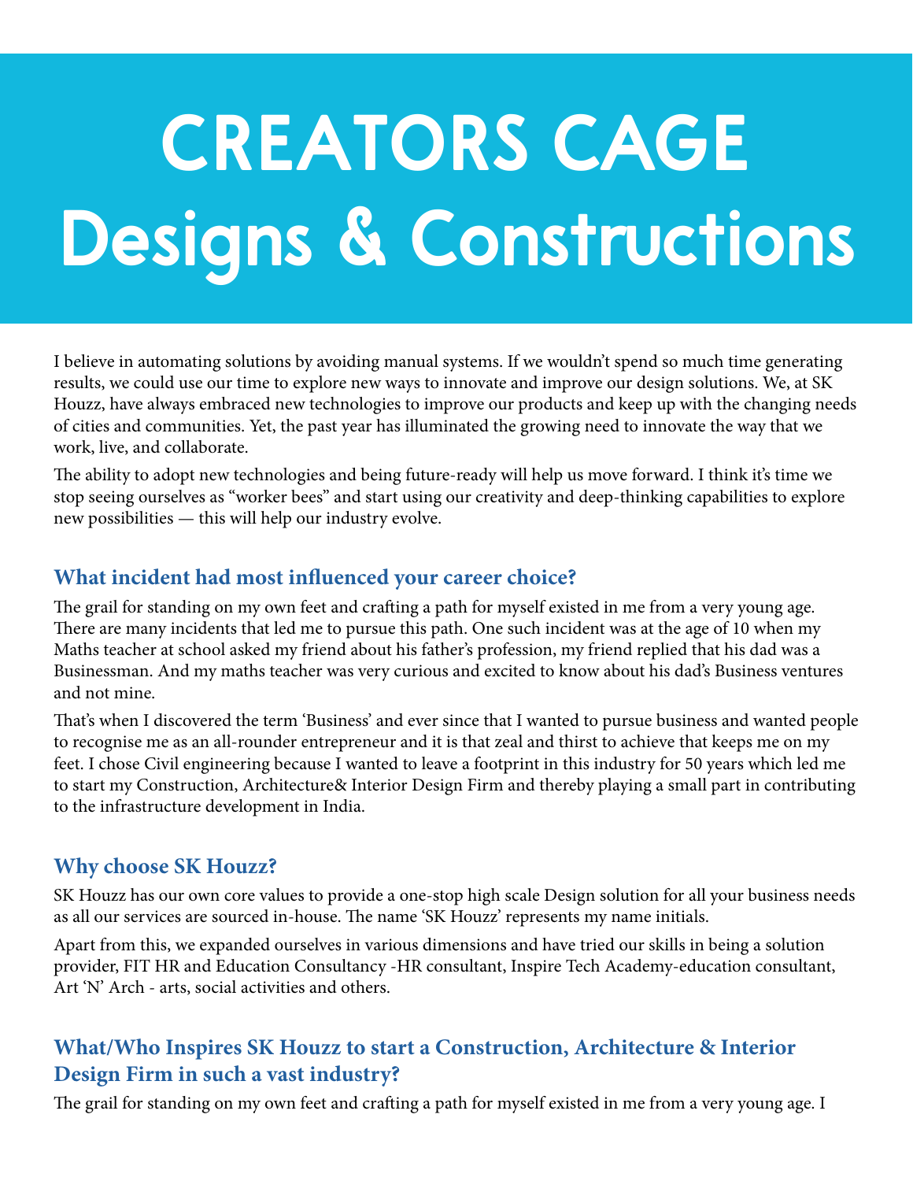# CREATORS CAGE Designs & Constructions

I believe in automating solutions by avoiding manual systems. If we wouldn't spend so much time generating results, we could use our time to explore new ways to innovate and improve our design solutions. We, at SK Houzz, have always embraced new technologies to improve our products and keep up with the changing needs of cities and communities. Yet, the past year has illuminated the growing need to innovate the way that we work, live, and collaborate.

The ability to adopt new technologies and being future-ready will help us move forward. I think it's time we stop seeing ourselves as "worker bees" and start using our creativity and deep-thinking capabilities to explore new possibilities — this will help our industry evolve.

## What incident had most influenced your career choice?

The grail for standing on my own feet and crafting a path for myself existed in me from a very young age. There are many incidents that led me to pursue this path. One such incident was at the age of 10 when my Maths teacher at school asked my friend about his father's profession, my friend replied that his dad was a Businessman. And my maths teacher was very curious and excited to know about his dad's Business ventures and not mine.

That's when I discovered the term 'Business' and ever since that I wanted to pursue business and wanted people to recognise me as an all-rounder entrepreneur and it is that zeal and thirst to achieve that keeps me on my feet. I chose Civil engineering because I wanted to leave a footprint in this industry for 50 years which led me to start my Construction, Architecture& Interior Design Firm and thereby playing a small part in contributing to the infrastructure development in India.

## Why choose SK Houzz?

SK Houzz has our own core values to provide a one-stop high scale Design solution for all your business needs as all our services are sourced in-house. The name 'SK Houzz' represents my name initials.

Apart from this, we expanded ourselves in various dimensions and have tried our skills in being a solution provider, FIT HR and Education Consultancy -HR consultant, Inspire Tech Academy-education consultant, Art 'N' Arch - arts, social activities and others.

## What/Who Inspires SK Houzz to start a Construction, Architecture & Interior Design Firm in such a vast industry?

The grail for standing on my own feet and crafting a path for myself existed in me from a very young age. I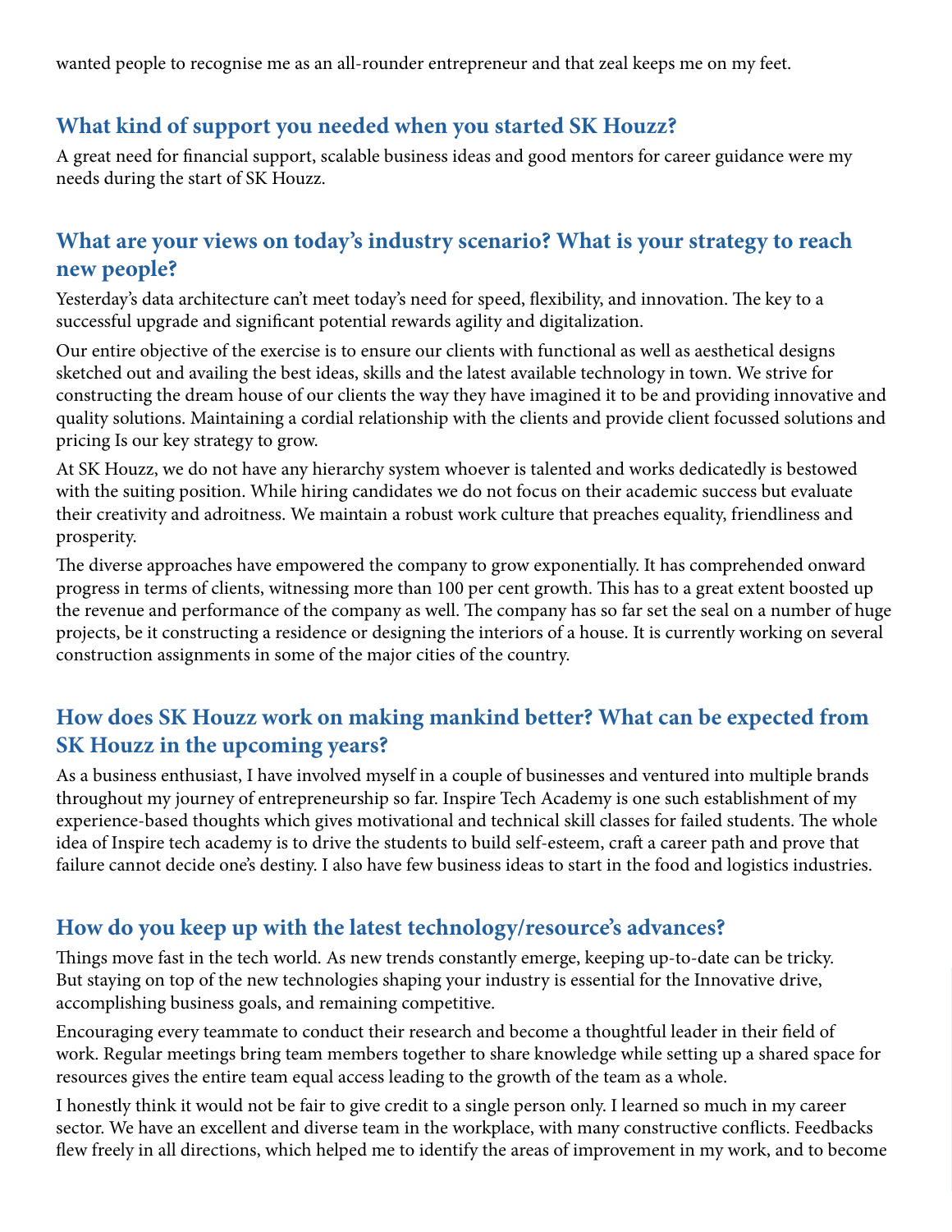wanted people to recognise me as an all-rounder entrepreneur and that zeal keeps me on my feet.

## What kind of support you needed when you started SK Houzz?

A great need for financial support, scalable business ideas and good mentors for career guidance were my needs during the start of SK Houzz.

## What are your views on today's industry scenario? What is your strategy to reach new people?

Yesterday's data architecture can't meet today's need for speed, flexibility, and innovation. The key to a successful upgrade and significant potential rewards agility and digitalization.

Our entire objective of the exercise is to ensure our clients with functional as well as aesthetical designs sketched out and availing the best ideas, skills and the latest available technology in town. We strive for constructing the dream house of our clients the way they have imagined it to be and providing innovative and quality solutions. Maintaining a cordial relationship with the clients and provide client focussed solutions and pricing Is our key strategy to grow.

At SK Houzz, we do not have any hierarchy system whoever is talented and works dedicatedly is bestowed with the suiting position. While hiring candidates we do not focus on their academic success but evaluate their creativity and adroitness. We maintain a robust work culture that preaches equality, friendliness and prosperity.

The diverse approaches have empowered the company to grow exponentially. It has comprehended onward progress in terms of clients, witnessing more than 100 per cent growth. This has to a great extent boosted up the revenue and performance of the company as well. The company has so far set the seal on a number of huge projects, be it constructing a residence or designing the interiors of a house. It is currently working on several construction assignments in some of the major cities of the country.

## How does SK Houzz work on making mankind better? What can be expected from SK Houzz in the upcoming years?

As a business enthusiast, I have involved myself in a couple of businesses and ventured into multiple brands throughout my journey of entrepreneurship so far. Inspire Tech Academy is one such establishment of my experience-based thoughts which gives motivational and technical skill classes for failed students. The whole idea of Inspire tech academy is to drive the students to build self-esteem, craft a career path and prove that failure cannot decide one's destiny. I also have few business ideas to start in the food and logistics industries.

## How do you keep up with the latest technology/resource's advances?

Things move fast in the tech world. As new trends constantly emerge, keeping up-to-date can be tricky. But staying on top of the new technologies shaping your industry is essential for the Innovative drive, accomplishing business goals, and remaining competitive.

Encouraging every teammate to conduct their research and become a thoughtful leader in their field of work. Regular meetings bring team members together to share knowledge while setting up a shared space for resources gives the entire team equal access leading to the growth of the team as a whole.

I honestly think it would not be fair to give credit to a single person only. I learned so much in my career sector. We have an excellent and diverse team in the workplace, with many constructive conflicts. Feedbacks flew freely in all directions, which helped me to identify the areas of improvement in my work, and to become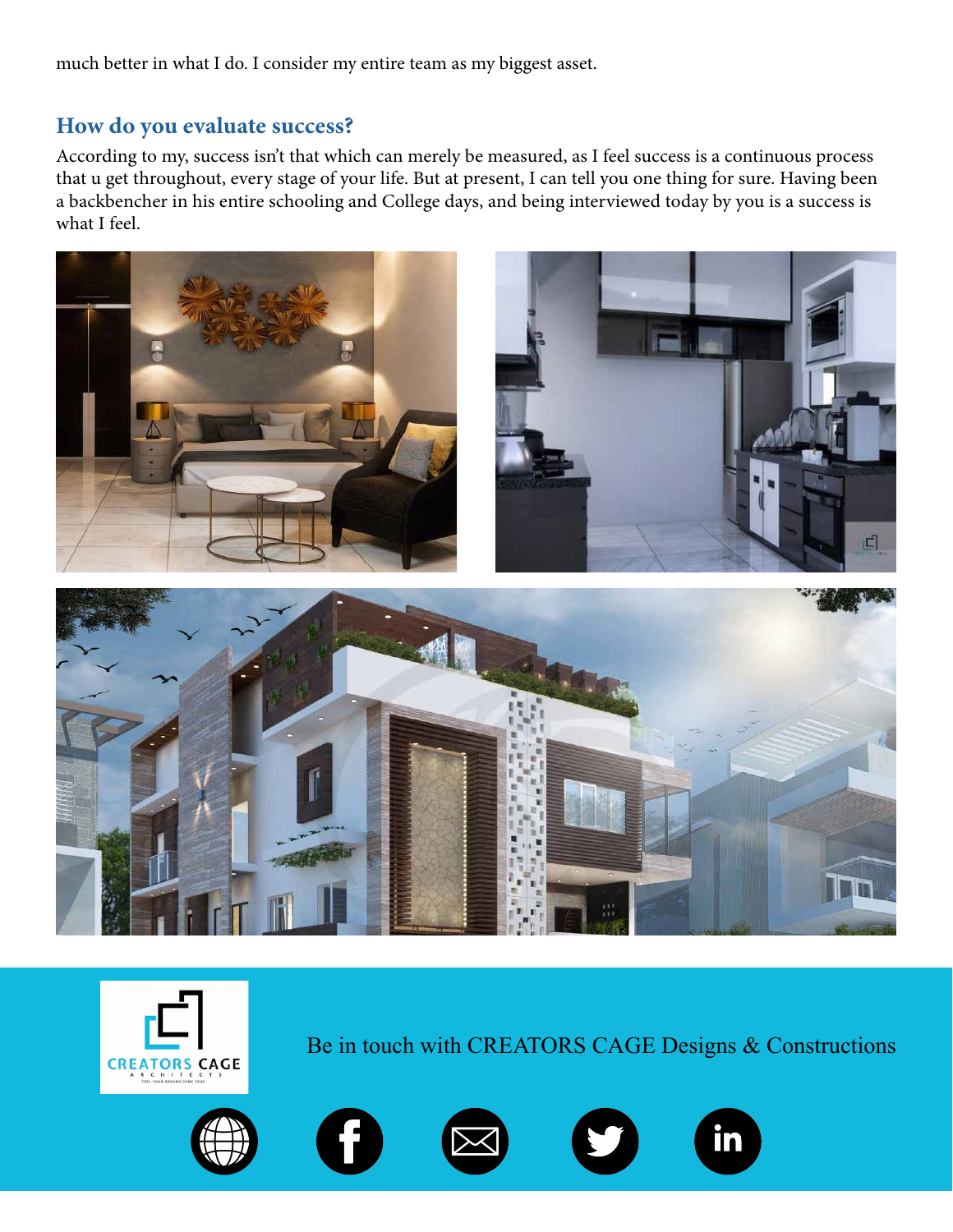much better in what I do. I consider my entire team as my biggest asset.

## How do you evaluate success?

According to my, success isn't that which can merely be measured, as I feel success is a continuous process that u get throughout, every stage of your life. But at present, I can tell you one thing for sure. Having been a backbencher in his entire schooling and College days, and being interviewed today by you is a success is what I feel.

Be in touch with CREATORS CAGE Designs & Constructions